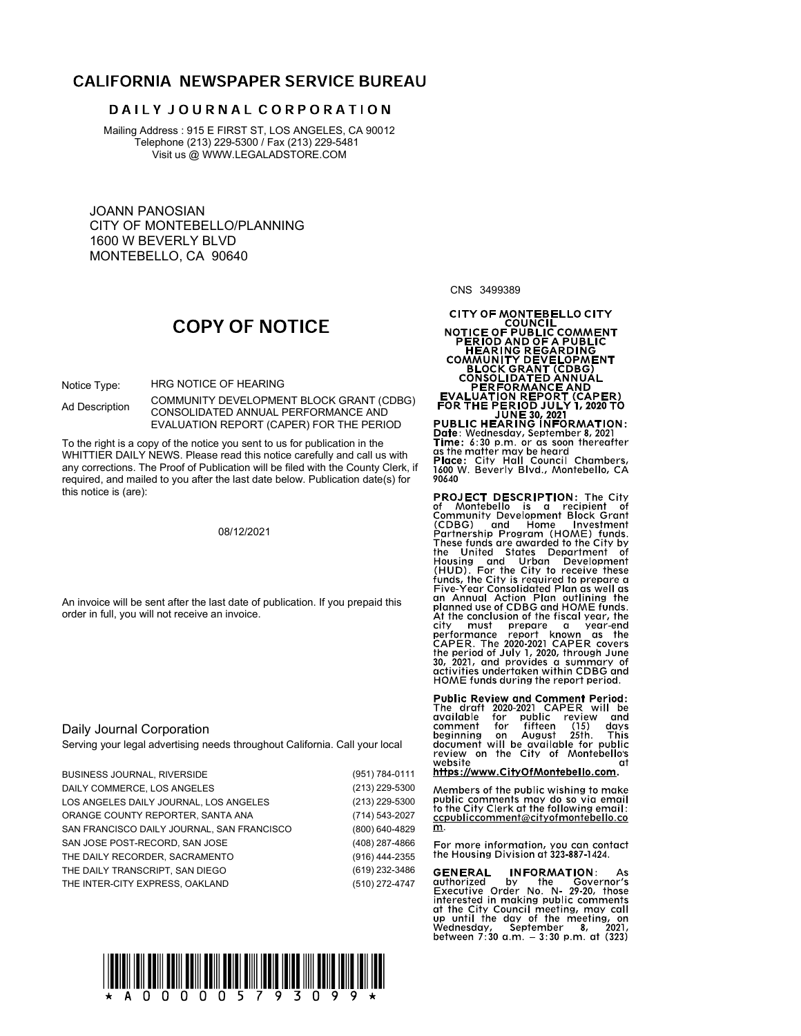# CALIFORNIA NEWSPAPER SERVICE BUREAU

## DAILY JOURNAL CORPORATION

Mailing Address : 915 E FIRST ST, LOS ANGELES, CA 90012
Telephone (213) 229-5300 / Fax (213) 229-5481
Visit us @ WWW.LEGALADSTORE.COM

JOANN PANOSIAN
CITY OF MONTEBELLO/PLANNING
1600 W BEVERLY BLVD
MONTEBELLO, CA 90640

## COPY OF NOTICE

| | |
|---|---|
| Notice Type: | HRG NOTICE OF HEARING |
| Ad Description | COMMUNITY DEVELOPMENT BLOCK GRANT (CDBG) CONSOLIDATED ANNUAL PERFORMANCE AND EVALUATION REPORT (CAPER) FOR THE PERIOD |

To the right is a copy of the notice you sent to us for publication in the WHITTIER DAILY NEWS. Please read this notice carefully and call us with any corrections. The Proof of Publication will be filed with the County Clerk, if required, and mailed to you after the last date below. Publication date(s) for this notice is (are):

08/12/2021

An invoice will be sent after the last date of publication. If you prepaid this order in full, you will not receive an invoice.

### Daily Journal Corporation

Serving your legal advertising needs throughout California. Call your local

| | |
|---|---|
| BUSINESS JOURNAL, RIVERSIDE | (951) 784-0111 |
| DAILY COMMERCE, LOS ANGELES | (213) 229-5300 |
| LOS ANGELES DAILY JOURNAL, LOS ANGELES | (213) 229-5300 |
| ORANGE COUNTY REPORTER, SANTA ANA | (714) 543-2027 |
| SAN FRANCISCO DAILY JOURNAL, SAN FRANCISCO | (800) 640-4829 |
| SAN JOSE POST-RECORD, SAN JOSE | (408) 287-4866 |
| THE DAILY RECORDER, SACRAMENTO | (916) 444-2355 |
| THE DAILY TRANSCRIPT, SAN DIEGO | (619) 232-3486 |
| THE INTER-CITY EXPRESS, OAKLAND | (510) 272-4747 |

\* A 0 0 0 0 0 5 7 9 3 0 9 9 \*

CNS 3499389

**CITY OF MONTEBELLO CITY COUNCIL NOTICE OF PUBLIC COMMENT PERIOD AND OF A PUBLIC HEARING REGARDING COMMUNITY DEVELOPMENT BLOCK GRANT (CDBG) CONSOLIDATED ANNUAL PERFORMANCE AND EVALUATION REPORT (CAPER) FOR THE PERIOD JULY 1, 2020 TO JUNE 30, 2021**

**PUBLIC HEARING INFORMATION:**
**Date**: Wednesday, September 8, 2021
**Time:** 6:30 p.m. or as soon thereafter as the matter may be heard
**Place:** City Hall Council Chambers, 1600 W. Beverly Blvd., Montebello, CA 90640

**PROJECT DESCRIPTION:** The City of Montebello is a recipient of Community Development Block Grant (CDBG) and Home Investment Partnership Program (HOME) funds. These funds are awarded to the City by the United States Department of Housing and Urban Development (HUD). For the City to receive these funds, the City is required to prepare a Five-Year Consolidated Plan as well as an Annual Action Plan outlining the planned use of CDBG and HOME funds. At the conclusion of the fiscal year, the city must prepare a year-end performance report known as the CAPER. The 2020-2021 CAPER covers the period of July 1, 2020, through June 30, 2021, and provides a summary of activities undertaken within CDBG and HOME funds during the report period.

**Public Review and Comment Period:** The draft 2020-2021 CAPER will be available for public review and comment for fifteen (15) days beginning on August 25th. This document will be available for public review on the City of Montebello's website at **https://www.CityOfMontebello.com**.

Members of the public wishing to make public comments may do so via email to the City Clerk at the following email: ccpubliccomment@cityofmontebello.com.

For more information, you can contact the Housing Division at 323-887-1424.

**GENERAL INFORMATION**: As authorized by the Governor's Executive Order No. N- 29-20, those interested in making public comments at the City Council meeting, may call up until the day of the meeting, on Wednesday, September 8, 2021, between 7:30 a.m. – 3:30 p.m. at (323)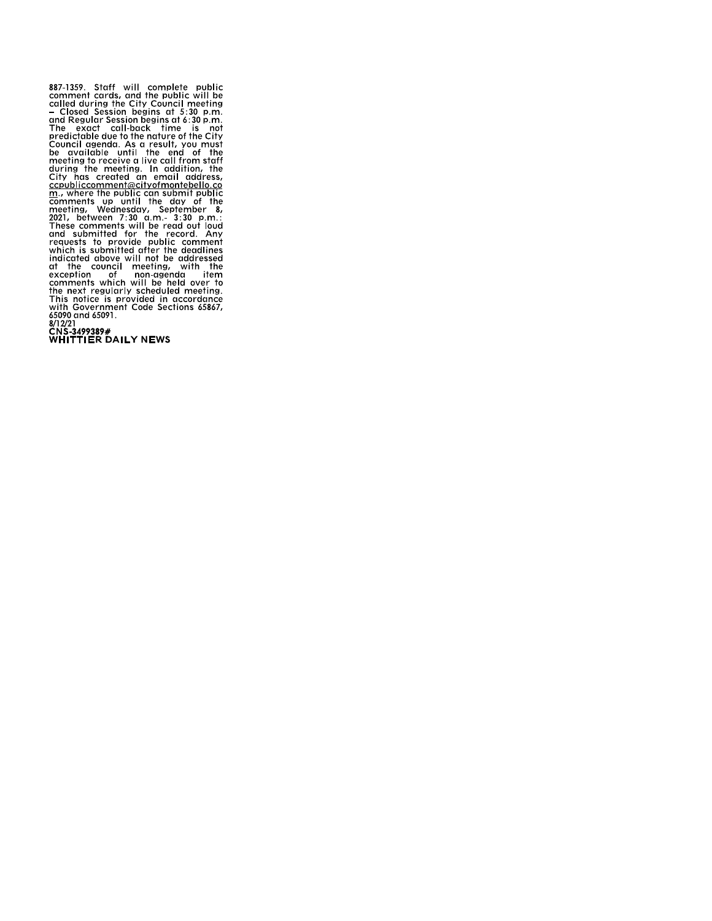887-1359. Staff will complete public comment cards, and the public will be called during the City Council meeting – Closed Session begins at 5:30 p.m. and Regular Session begins at 6:30 p.m. The exact call-back time is not predictable due to the nature of the City Council agenda. As a result, you must be available until the end of the meeting to receive a live call from staff during the meeting. In addition, the City has created an email address, ccpubliccomment@cityofmontebello.com., where the public can submit public comments up until the day of the meeting, Wednesday, September 8, 2021, between 7:30 a.m.- 3:30 p.m.: These comments will be read out loud and submitted for the record. Any requests to provide public comment which is submitted after the deadlines indicated above will not be addressed at the council meeting, with the exception of non-agenda item comments which will be held over to the next regularly scheduled meeting. This notice is provided in accordance with Government Code Sections 65867, 65090 and 65091.

8/12/21

**CNS-3499389#**

**WHITTIER DAILY NEWS**